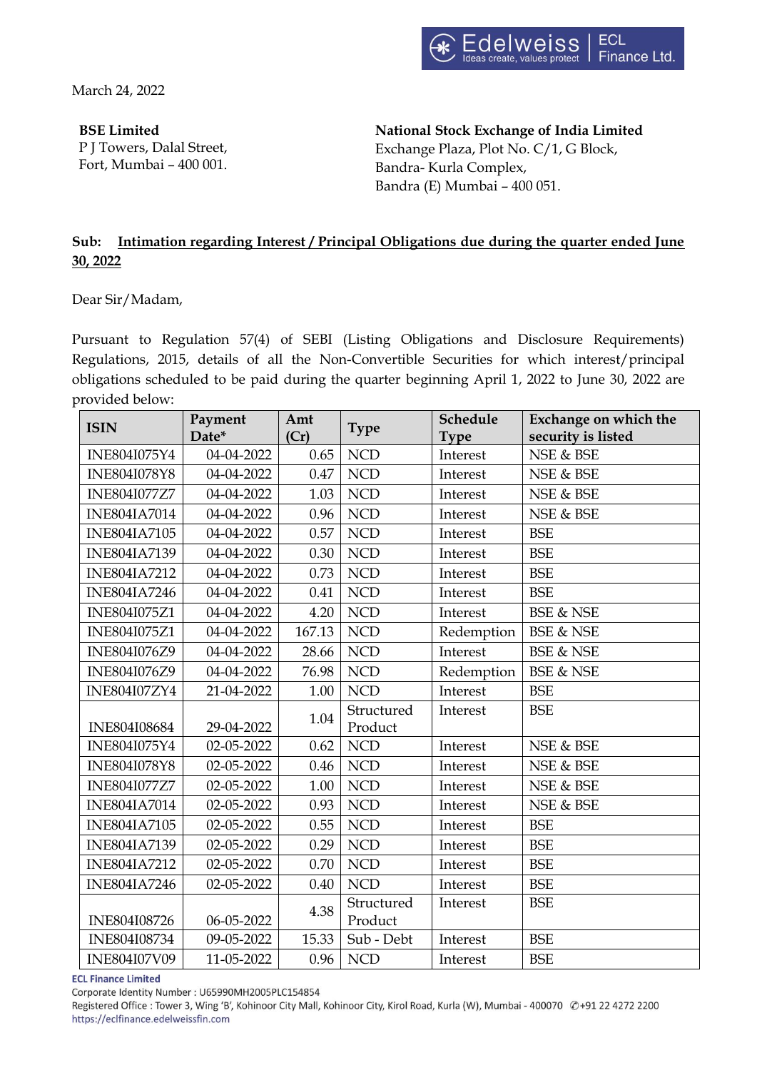March 24, 2022

**BSE Limited**
P J Towers, Dalal Street,
Fort, Mumbai – 400 001.

**National Stock Exchange of India Limited**
Exchange Plaza, Plot No. C/1, G Block,
Bandra- Kurla Complex,
Bandra (E) Mumbai – 400 051.

**Sub: <u>Intimation regarding Interest / Principal Obligations due during the quarter ended June 30, 2022</u>**

Dear Sir/Madam,

Pursuant to Regulation 57(4) of SEBI (Listing Obligations and Disclosure Requirements) Regulations, 2015, details of all the Non-Convertible Securities for which interest/principal obligations scheduled to be paid during the quarter beginning April 1, 2022 to June 30, 2022 are provided below:

| ISIN | Payment Date* | Amt (Cr) | Type | Schedule Type | Exchange on which the security is listed |
|---|---|---|---|---|---|
| INE804I075Y4 | 04-04-2022 | 0.65 | NCD | Interest | NSE & BSE |
| INE804I078Y8 | 04-04-2022 | 0.47 | NCD | Interest | NSE & BSE |
| INE804I077Z7 | 04-04-2022 | 1.03 | NCD | Interest | NSE & BSE |
| INE804IA7014 | 04-04-2022 | 0.96 | NCD | Interest | NSE & BSE |
| INE804IA7105 | 04-04-2022 | 0.57 | NCD | Interest | BSE |
| INE804IA7139 | 04-04-2022 | 0.30 | NCD | Interest | BSE |
| INE804IA7212 | 04-04-2022 | 0.73 | NCD | Interest | BSE |
| INE804IA7246 | 04-04-2022 | 0.41 | NCD | Interest | BSE |
| INE804I075Z1 | 04-04-2022 | 4.20 | NCD | Interest | BSE & NSE |
| INE804I075Z1 | 04-04-2022 | 167.13 | NCD | Redemption | BSE & NSE |
| INE804I076Z9 | 04-04-2022 | 28.66 | NCD | Interest | BSE & NSE |
| INE804I076Z9 | 04-04-2022 | 76.98 | NCD | Redemption | BSE & NSE |
| INE804I07ZY4 | 21-04-2022 | 1.00 | NCD | Interest | BSE |
| INE804I08684 | 29-04-2022 | 1.04 | Structured Product | Interest | BSE |
| INE804I075Y4 | 02-05-2022 | 0.62 | NCD | Interest | NSE & BSE |
| INE804I078Y8 | 02-05-2022 | 0.46 | NCD | Interest | NSE & BSE |
| INE804I077Z7 | 02-05-2022 | 1.00 | NCD | Interest | NSE & BSE |
| INE804IA7014 | 02-05-2022 | 0.93 | NCD | Interest | NSE & BSE |
| INE804IA7105 | 02-05-2022 | 0.55 | NCD | Interest | BSE |
| INE804IA7139 | 02-05-2022 | 0.29 | NCD | Interest | BSE |
| INE804IA7212 | 02-05-2022 | 0.70 | NCD | Interest | BSE |
| INE804IA7246 | 02-05-2022 | 0.40 | NCD | Interest | BSE |
| INE804I08726 | 06-05-2022 | 4.38 | Structured Product | Interest | BSE |
| INE804I08734 | 09-05-2022 | 15.33 | Sub - Debt | Interest | BSE |
| INE804I07V09 | 11-05-2022 | 0.96 | NCD | Interest | BSE |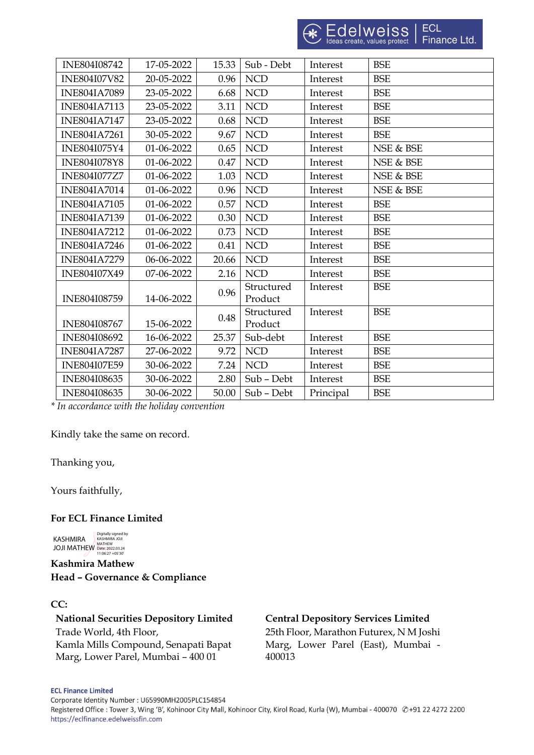| INE804I08742 | 17-05-2022 | 15.33 | Sub - Debt | Interest | BSE |
|---|---|---|---|---|---|
| INE804I07V82 | 20-05-2022 | 0.96 | NCD | Interest | BSE |
| INE804IA7089 | 23-05-2022 | 6.68 | NCD | Interest | BSE |
| INE804IA7113 | 23-05-2022 | 3.11 | NCD | Interest | BSE |
| INE804IA7147 | 23-05-2022 | 0.68 | NCD | Interest | BSE |
| INE804IA7261 | 30-05-2022 | 9.67 | NCD | Interest | BSE |
| INE804I075Y4 | 01-06-2022 | 0.65 | NCD | Interest | NSE & BSE |
| INE804I078Y8 | 01-06-2022 | 0.47 | NCD | Interest | NSE & BSE |
| INE804I077Z7 | 01-06-2022 | 1.03 | NCD | Interest | NSE & BSE |
| INE804IA7014 | 01-06-2022 | 0.96 | NCD | Interest | NSE & BSE |
| INE804IA7105 | 01-06-2022 | 0.57 | NCD | Interest | BSE |
| INE804IA7139 | 01-06-2022 | 0.30 | NCD | Interest | BSE |
| INE804IA7212 | 01-06-2022 | 0.73 | NCD | Interest | BSE |
| INE804IA7246 | 01-06-2022 | 0.41 | NCD | Interest | BSE |
| INE804IA7279 | 06-06-2022 | 20.66 | NCD | Interest | BSE |
| INE804I07X49 | 07-06-2022 | 2.16 | NCD | Interest | BSE |
| INE804I08759 | 14-06-2022 | 0.96 | Structured Product | Interest | BSE |
| INE804I08767 | 15-06-2022 | 0.48 | Structured Product | Interest | BSE |
| INE804I08692 | 16-06-2022 | 25.37 | Sub-debt | Interest | BSE |
| INE804IA7287 | 27-06-2022 | 9.72 | NCD | Interest | BSE |
| INE804I07E59 | 30-06-2022 | 7.24 | NCD | Interest | BSE |
| INE804I08635 | 30-06-2022 | 2.80 | Sub – Debt | Interest | BSE |
| INE804I08635 | 30-06-2022 | 50.00 | Sub – Debt | Principal | BSE |

*\* In accordance with the holiday convention*

Kindly take the same on record.

Thanking you,

Yours faithfully,

**For ECL Finance Limited**

KASHMIRA JOJI MATHEW
Digitally signed by KASHMIRA JOJI MATHEW
Date: 2022.03.24 11:06:27 +05'30'

**Kashmira Mathew**
**Head – Governance & Compliance**

**CC:**

**National Securities Depository Limited**
Trade World, 4th Floor,
Kamla Mills Compound, Senapati Bapat Marg, Lower Parel, Mumbai – 400 01

**Central Depository Services Limited**
25th Floor, Marathon Futurex, N M Joshi Marg, Lower Parel (East), Mumbai - 400013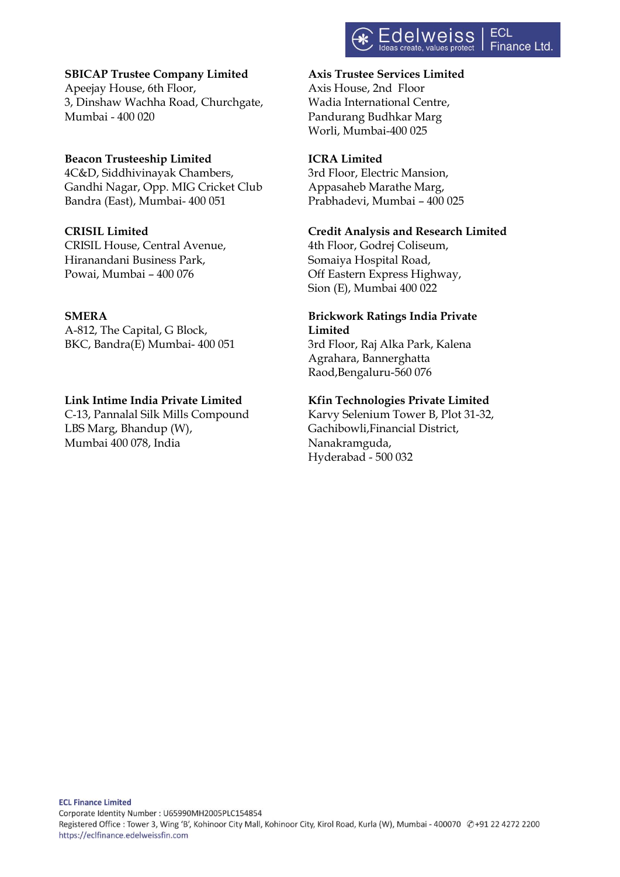**SBICAP Trustee Company Limited**
Apeejay House, 6th Floor,
3, Dinshaw Wachha Road, Churchgate,
Mumbai - 400 020

**Axis Trustee Services Limited**
Axis House, 2nd Floor
Wadia International Centre,
Pandurang Budhkar Marg
Worli, Mumbai-400 025

**Beacon Trusteeship Limited**
4C&D, Siddhivinayak Chambers,
Gandhi Nagar, Opp. MIG Cricket Club
Bandra (East), Mumbai- 400 051

**ICRA Limited**
3rd Floor, Electric Mansion,
Appasaheb Marathe Marg,
Prabhadevi, Mumbai – 400 025

**CRISIL Limited**
CRISIL House, Central Avenue,
Hiranandani Business Park,
Powai, Mumbai – 400 076

**Credit Analysis and Research Limited**
4th Floor, Godrej Coliseum,
Somaiya Hospital Road,
Off Eastern Express Highway,
Sion (E), Mumbai 400 022

**SMERA**
A-812, The Capital, G Block,
BKC, Bandra(E) Mumbai- 400 051

**Brickwork Ratings India Private Limited**
3rd Floor, Raj Alka Park, Kalena
Agrahara, Bannerghatta
Raod,Bengaluru-560 076

**Link Intime India Private Limited**
C-13, Pannalal Silk Mills Compound
LBS Marg, Bhandup (W),
Mumbai 400 078, India

**Kfin Technologies Private Limited**
Karvy Selenium Tower B, Plot 31-32,
Gachibowli,Financial District,
Nanakramguda,
Hyderabad - 500 032

**ECL Finance Limited**
Corporate Identity Number : U65990MH2005PLC154854
Registered Office : Tower 3, Wing 'B', Kohinoor City Mall, Kohinoor City, Kirol Road, Kurla (W), Mumbai - 400070 ✆+91 22 4272 2200
https://eclfinance.edelweissfin.com